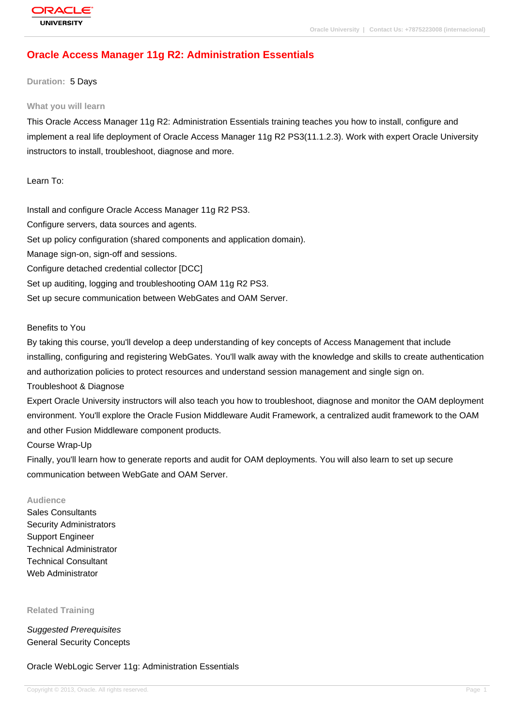# Oracle Access Manager 11g R2: Administration Essentials

**Duration:** 5 Days

## What you will learn

This Oracle Access Manager 11g R2: Administration Essentials training teaches you how to install, configure and implement a real life deployment of Oracle Access Manager 11g R2 PS3(11.1.2.3). Work with expert Oracle University instructors to install, troubleshoot, diagnose and more.

Learn To:

Install and configure Oracle Access Manager 11g R2 PS3.
Configure servers, data sources and agents.
Set up policy configuration (shared components and application domain).
Manage sign-on, sign-off and sessions.
Configure detached credential collector [DCC]
Set up auditing, logging and troubleshooting OAM 11g R2 PS3.
Set up secure communication between WebGates and OAM Server.

Benefits to You
By taking this course, you'll develop a deep understanding of key concepts of Access Management that include installing, configuring and registering WebGates. You'll walk away with the knowledge and skills to create authentication and authorization policies to protect resources and understand session management and single sign on.
Troubleshoot & Diagnose
Expert Oracle University instructors will also teach you how to troubleshoot, diagnose and monitor the OAM deployment environment. You'll explore the Oracle Fusion Middleware Audit Framework, a centralized audit framework to the OAM and other Fusion Middleware component products.
Course Wrap-Up
Finally, you'll learn how to generate reports and audit for OAM deployments. You will also learn to set up secure communication between WebGate and OAM Server.

## Audience

Sales Consultants
Security Administrators
Support Engineer
Technical Administrator
Technical Consultant
Web Administrator

## Related Training

*Suggested Prerequisites*
General Security Concepts

Oracle WebLogic Server 11g: Administration Essentials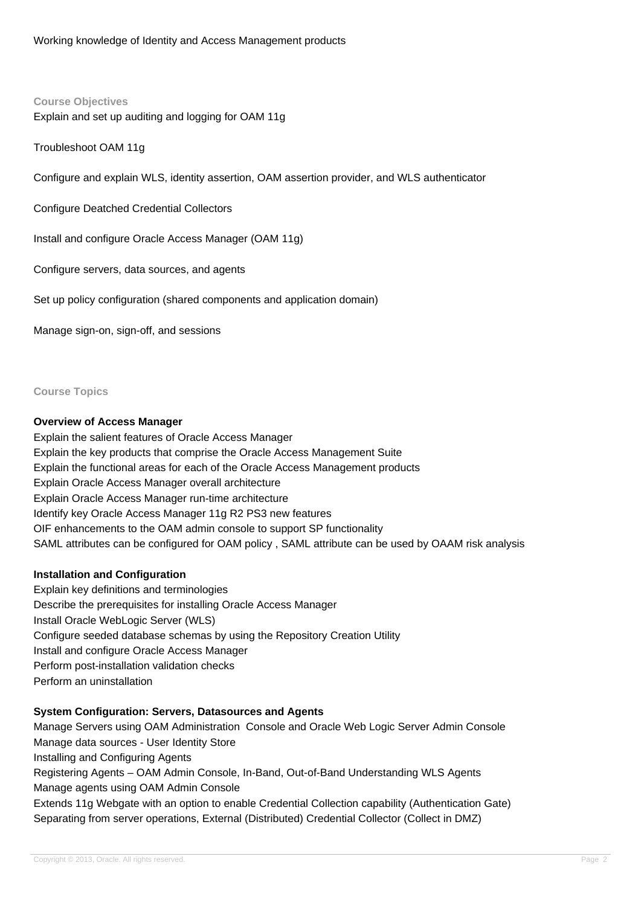Working knowledge of Identity and Access Management products

**Course Objectives**

Explain and set up auditing and logging for OAM 11g

Troubleshoot OAM 11g

Configure and explain WLS, identity assertion, OAM assertion provider, and WLS authenticator

Configure Deatched Credential Collectors

Install and configure Oracle Access Manager (OAM 11g)

Configure servers, data sources, and agents

Set up policy configuration (shared components and application domain)

Manage sign-on, sign-off, and sessions

**Course Topics**

**Overview of Access Manager**

Explain the salient features of Oracle Access Manager
Explain the key products that comprise the Oracle Access Management Suite
Explain the functional areas for each of the Oracle Access Management products
Explain Oracle Access Manager overall architecture
Explain Oracle Access Manager run-time architecture
Identify key Oracle Access Manager 11g R2 PS3 new features
OIF enhancements to the OAM admin console to support SP functionality
SAML attributes can be configured for OAM policy , SAML attribute can be used by OAAM risk analysis

**Installation and Configuration**

Explain key definitions and terminologies
Describe the prerequisites for installing Oracle Access Manager
Install Oracle WebLogic Server (WLS)
Configure seeded database schemas by using the Repository Creation Utility
Install and configure Oracle Access Manager
Perform post-installation validation checks
Perform an uninstallation

**System Configuration: Servers, Datasources and Agents**

Manage Servers using OAM Administration Console and Oracle Web Logic Server Admin Console
Manage data sources - User Identity Store
Installing and Configuring Agents
Registering Agents – OAM Admin Console, In-Band, Out-of-Band Understanding WLS Agents
Manage agents using OAM Admin Console
Extends 11g Webgate with an option to enable Credential Collection capability (Authentication Gate)
Separating from server operations, External (Distributed) Credential Collector (Collect in DMZ)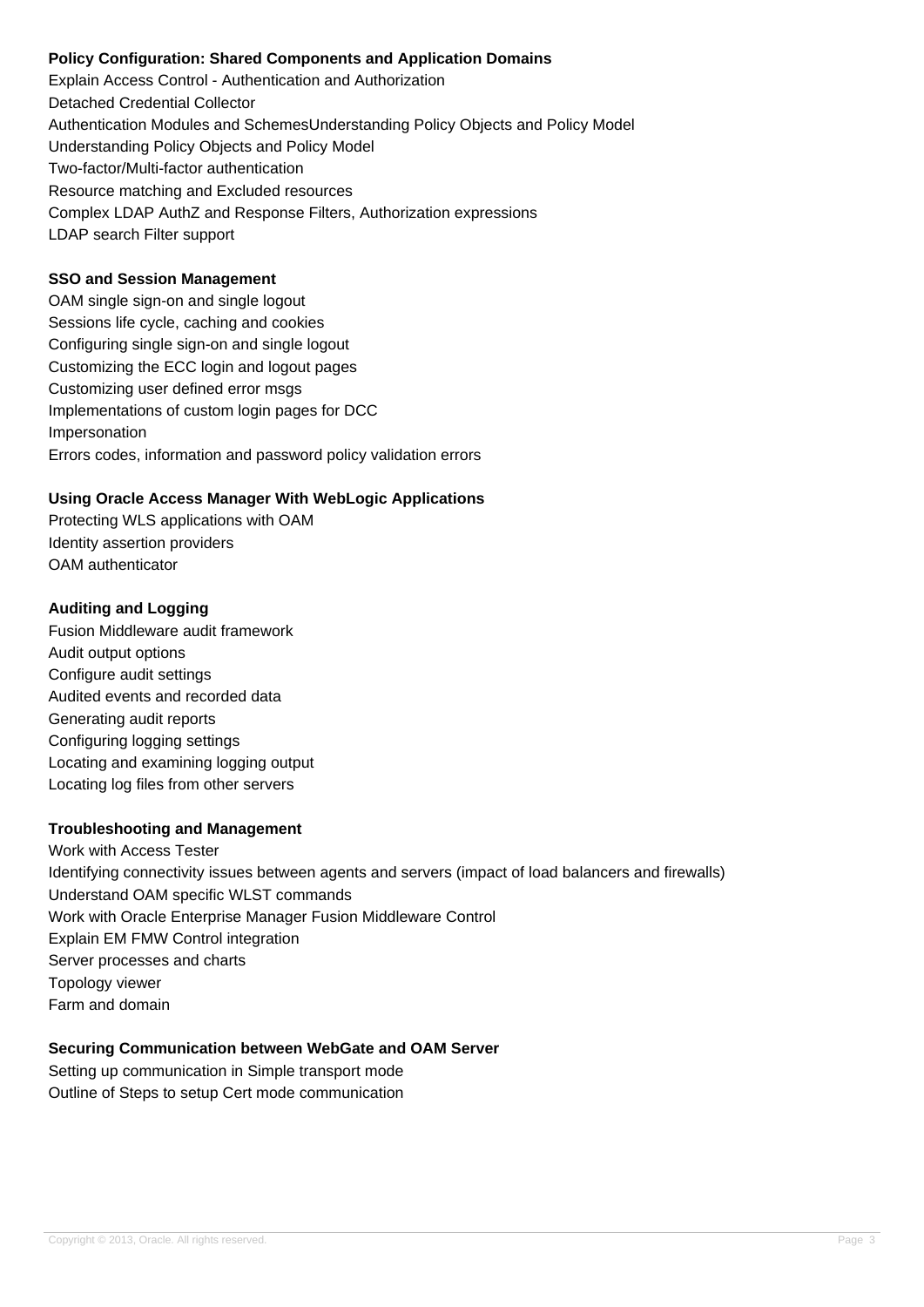**Policy Configuration: Shared Components and Application Domains**

Explain Access Control - Authentication and Authorization
Detached Credential Collector
Authentication Modules and SchemesUnderstanding Policy Objects and Policy Model
Understanding Policy Objects and Policy Model
Two-factor/Multi-factor authentication
Resource matching and Excluded resources
Complex LDAP AuthZ and Response Filters, Authorization expressions
LDAP search Filter support

**SSO and Session Management**

OAM single sign-on and single logout
Sessions life cycle, caching and cookies
Configuring single sign-on and single logout
Customizing the ECC login and logout pages
Customizing user defined error msgs
Implementations of custom login pages for DCC
Impersonation
Errors codes, information and password policy validation errors

**Using Oracle Access Manager With WebLogic Applications**

Protecting WLS applications with OAM
Identity assertion providers
OAM authenticator

**Auditing and Logging**

Fusion Middleware audit framework
Audit output options
Configure audit settings
Audited events and recorded data
Generating audit reports
Configuring logging settings
Locating and examining logging output
Locating log files from other servers

**Troubleshooting and Management**

Work with Access Tester
Identifying connectivity issues between agents and servers (impact of load balancers and firewalls)
Understand OAM specific WLST commands
Work with Oracle Enterprise Manager Fusion Middleware Control
Explain EM FMW Control integration
Server processes and charts
Topology viewer
Farm and domain

**Securing Communication between WebGate and OAM Server**

Setting up communication in Simple transport mode
Outline of Steps to setup Cert mode communication